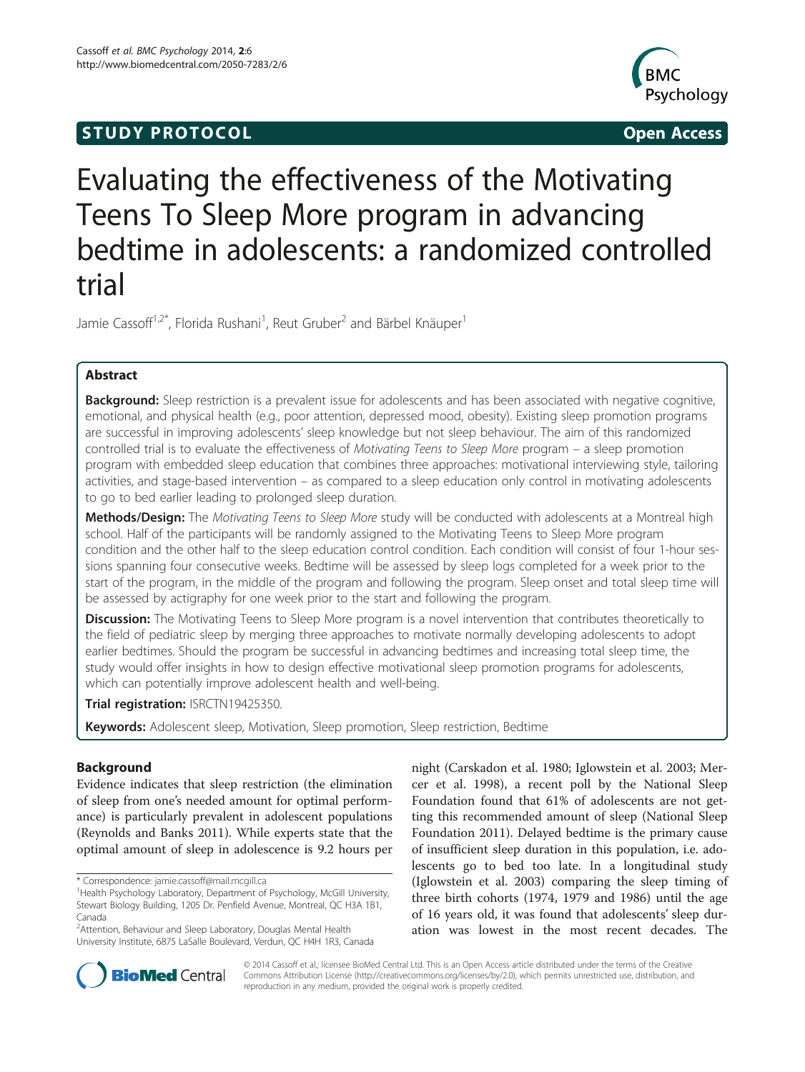STUDY PROTOCOL Open Access

# Evaluating the effectiveness of the Motivating Teens To Sleep More program in advancing bedtime in adolescents: a randomized controlled trial

Jamie Cassoff[1,2*], Florida Rushani[1], Reut Gruber[2] and Bärbel Knäuper[1]

## Abstract

**Background:** Sleep restriction is a prevalent issue for adolescents and has been associated with negative cognitive, emotional, and physical health (e.g., poor attention, depressed mood, obesity). Existing sleep promotion programs are successful in improving adolescents' sleep knowledge but not sleep behaviour. The aim of this randomized controlled trial is to evaluate the effectiveness of *Motivating Teens to Sleep More* program – a sleep promotion program with embedded sleep education that combines three approaches: motivational interviewing style, tailoring activities, and stage-based intervention – as compared to a sleep education only control in motivating adolescents to go to bed earlier leading to prolonged sleep duration.

**Methods/Design:** The *Motivating Teens to Sleep More* study will be conducted with adolescents at a Montreal high school. Half of the participants will be randomly assigned to the Motivating Teens to Sleep More program condition and the other half to the sleep education control condition. Each condition will consist of four 1-hour sessions spanning four consecutive weeks. Bedtime will be assessed by sleep logs completed for a week prior to the start of the program, in the middle of the program and following the program. Sleep onset and total sleep time will be assessed by actigraphy for one week prior to the start and following the program.

**Discussion:** The Motivating Teens to Sleep More program is a novel intervention that contributes theoretically to the field of pediatric sleep by merging three approaches to motivate normally developing adolescents to adopt earlier bedtimes. Should the program be successful in advancing bedtimes and increasing total sleep time, the study would offer insights in how to design effective motivational sleep promotion programs for adolescents, which can potentially improve adolescent health and well-being.

**Trial registration:** ISRCTN19425350.

**Keywords:** Adolescent sleep, Motivation, Sleep promotion, Sleep restriction, Bedtime

## Background

Evidence indicates that sleep restriction (the elimination of sleep from one's needed amount for optimal performance) is particularly prevalent in adolescent populations (Reynolds and Banks 2011). While experts state that the optimal amount of sleep in adolescence is 9.2 hours per night (Carskadon et al. 1980; Iglowstein et al. 2003; Mercer et al. 1998), a recent poll by the National Sleep Foundation found that 61% of adolescents are not getting this recommended amount of sleep (National Sleep Foundation 2011). Delayed bedtime is the primary cause of insufficient sleep duration in this population, i.e. adolescents go to bed too late. In a longitudinal study (Iglowstein et al. 2003) comparing the sleep timing of three birth cohorts (1974, 1979 and 1986) until the age of 16 years old, it was found that adolescents' sleep duration was lowest in the most recent decades. The

\* Correspondence: jamie.cassoff@mail.mcgill.ca
[1]Health Psychology Laboratory, Department of Psychology, McGill University, Stewart Biology Building, 1205 Dr. Penfield Avenue, Montreal, QC H3A 1B1, Canada
[2]Attention, Behaviour and Sleep Laboratory, Douglas Mental Health University Institute, 6875 LaSalle Boulevard, Verdun, QC H4H 1R3, Canada

© 2014 Cassoff et al.; licensee BioMed Central Ltd. This is an Open Access article distributed under the terms of the Creative Commons Attribution License (http://creativecommons.org/licenses/by/2.0), which permits unrestricted use, distribution, and reproduction in any medium, provided the original work is properly credited.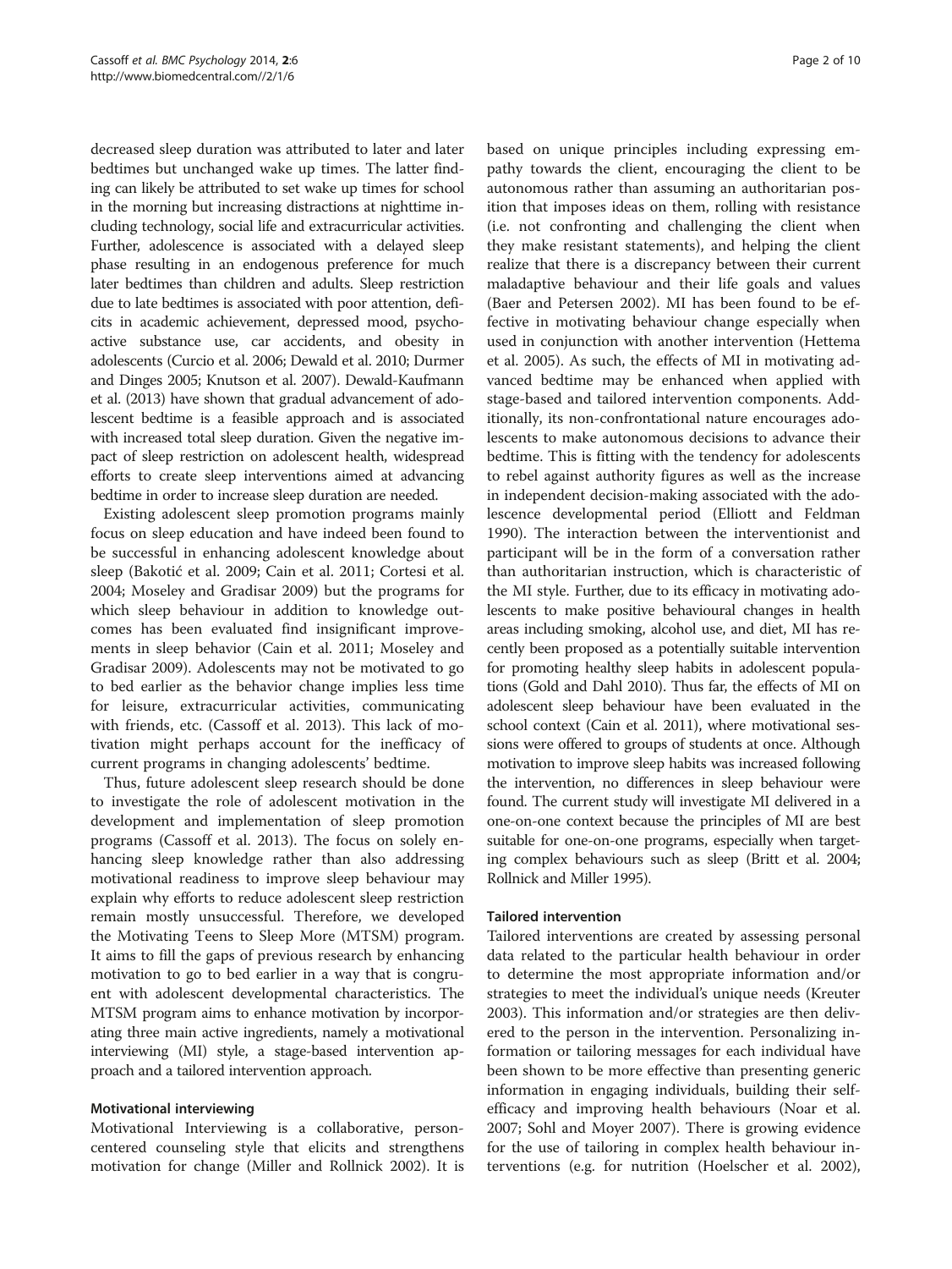decreased sleep duration was attributed to later and later bedtimes but unchanged wake up times. The latter finding can likely be attributed to set wake up times for school in the morning but increasing distractions at nighttime including technology, social life and extracurricular activities. Further, adolescence is associated with a delayed sleep phase resulting in an endogenous preference for much later bedtimes than children and adults. Sleep restriction due to late bedtimes is associated with poor attention, deficits in academic achievement, depressed mood, psychoactive substance use, car accidents, and obesity in adolescents (Curcio et al. 2006; Dewald et al. 2010; Durmer and Dinges 2005; Knutson et al. 2007). Dewald-Kaufmann et al. (2013) have shown that gradual advancement of adolescent bedtime is a feasible approach and is associated with increased total sleep duration. Given the negative impact of sleep restriction on adolescent health, widespread efforts to create sleep interventions aimed at advancing bedtime in order to increase sleep duration are needed.

Existing adolescent sleep promotion programs mainly focus on sleep education and have indeed been found to be successful in enhancing adolescent knowledge about sleep (Bakotić et al. 2009; Cain et al. 2011; Cortesi et al. 2004; Moseley and Gradisar 2009) but the programs for which sleep behaviour in addition to knowledge outcomes has been evaluated find insignificant improvements in sleep behavior (Cain et al. 2011; Moseley and Gradisar 2009). Adolescents may not be motivated to go to bed earlier as the behavior change implies less time for leisure, extracurricular activities, communicating with friends, etc. (Cassoff et al. 2013). This lack of motivation might perhaps account for the inefficacy of current programs in changing adolescents' bedtime.

Thus, future adolescent sleep research should be done to investigate the role of adolescent motivation in the development and implementation of sleep promotion programs (Cassoff et al. 2013). The focus on solely enhancing sleep knowledge rather than also addressing motivational readiness to improve sleep behaviour may explain why efforts to reduce adolescent sleep restriction remain mostly unsuccessful. Therefore, we developed the Motivating Teens to Sleep More (MTSM) program. It aims to fill the gaps of previous research by enhancing motivation to go to bed earlier in a way that is congruent with adolescent developmental characteristics. The MTSM program aims to enhance motivation by incorporating three main active ingredients, namely a motivational interviewing (MI) style, a stage-based intervention approach and a tailored intervention approach.

### Motivational interviewing

Motivational Interviewing is a collaborative, person-centered counseling style that elicits and strengthens motivation for change (Miller and Rollnick 2002). It is based on unique principles including expressing empathy towards the client, encouraging the client to be autonomous rather than assuming an authoritarian position that imposes ideas on them, rolling with resistance (i.e. not confronting and challenging the client when they make resistant statements), and helping the client realize that there is a discrepancy between their current maladaptive behaviour and their life goals and values (Baer and Petersen 2002). MI has been found to be effective in motivating behaviour change especially when used in conjunction with another intervention (Hettema et al. 2005). As such, the effects of MI in motivating advanced bedtime may be enhanced when applied with stage-based and tailored intervention components. Additionally, its non-confrontational nature encourages adolescents to make autonomous decisions to advance their bedtime. This is fitting with the tendency for adolescents to rebel against authority figures as well as the increase in independent decision-making associated with the adolescence developmental period (Elliott and Feldman 1990). The interaction between the interventionist and participant will be in the form of a conversation rather than authoritarian instruction, which is characteristic of the MI style. Further, due to its efficacy in motivating adolescents to make positive behavioural changes in health areas including smoking, alcohol use, and diet, MI has recently been proposed as a potentially suitable intervention for promoting healthy sleep habits in adolescent populations (Gold and Dahl 2010). Thus far, the effects of MI on adolescent sleep behaviour have been evaluated in the school context (Cain et al. 2011), where motivational sessions were offered to groups of students at once. Although motivation to improve sleep habits was increased following the intervention, no differences in sleep behaviour were found. The current study will investigate MI delivered in a one-on-one context because the principles of MI are best suitable for one-on-one programs, especially when targeting complex behaviours such as sleep (Britt et al. 2004; Rollnick and Miller 1995).

### Tailored intervention

Tailored interventions are created by assessing personal data related to the particular health behaviour in order to determine the most appropriate information and/or strategies to meet the individual's unique needs (Kreuter 2003). This information and/or strategies are then delivered to the person in the intervention. Personalizing information or tailoring messages for each individual have been shown to be more effective than presenting generic information in engaging individuals, building their self-efficacy and improving health behaviours (Noar et al. 2007; Sohl and Moyer 2007). There is growing evidence for the use of tailoring in complex health behaviour interventions (e.g. for nutrition (Hoelscher et al. 2002),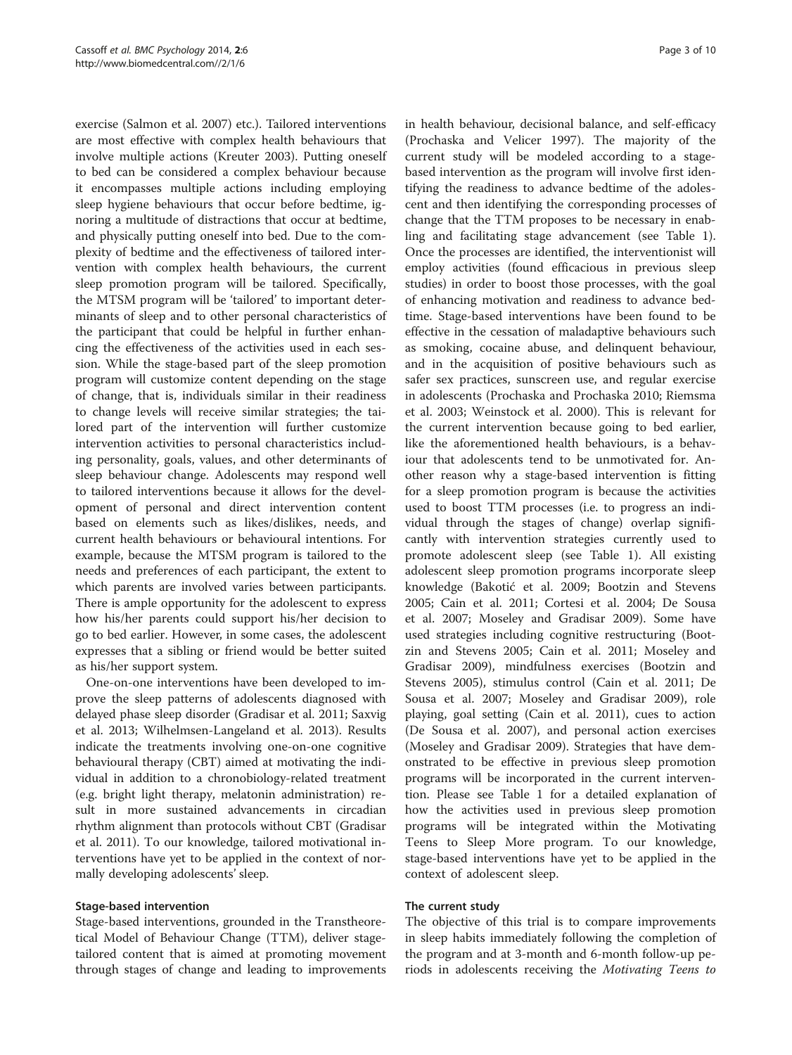exercise (Salmon et al. 2007) etc.). Tailored interventions are most effective with complex health behaviours that involve multiple actions (Kreuter 2003). Putting oneself to bed can be considered a complex behaviour because it encompasses multiple actions including employing sleep hygiene behaviours that occur before bedtime, ignoring a multitude of distractions that occur at bedtime, and physically putting oneself into bed. Due to the complexity of bedtime and the effectiveness of tailored intervention with complex health behaviours, the current sleep promotion program will be tailored. Specifically, the MTSM program will be 'tailored' to important determinants of sleep and to other personal characteristics of the participant that could be helpful in further enhancing the effectiveness of the activities used in each session. While the stage-based part of the sleep promotion program will customize content depending on the stage of change, that is, individuals similar in their readiness to change levels will receive similar strategies; the tailored part of the intervention will further customize intervention activities to personal characteristics including personality, goals, values, and other determinants of sleep behaviour change. Adolescents may respond well to tailored interventions because it allows for the development of personal and direct intervention content based on elements such as likes/dislikes, needs, and current health behaviours or behavioural intentions. For example, because the MTSM program is tailored to the needs and preferences of each participant, the extent to which parents are involved varies between participants. There is ample opportunity for the adolescent to express how his/her parents could support his/her decision to go to bed earlier. However, in some cases, the adolescent expresses that a sibling or friend would be better suited as his/her support system.

One-on-one interventions have been developed to improve the sleep patterns of adolescents diagnosed with delayed phase sleep disorder (Gradisar et al. 2011; Saxvig et al. 2013; Wilhelmsen-Langeland et al. 2013). Results indicate the treatments involving one-on-one cognitive behavioural therapy (CBT) aimed at motivating the individual in addition to a chronobiology-related treatment (e.g. bright light therapy, melatonin administration) result in more sustained advancements in circadian rhythm alignment than protocols without CBT (Gradisar et al. 2011). To our knowledge, tailored motivational interventions have yet to be applied in the context of normally developing adolescents' sleep.

### Stage-based intervention

Stage-based interventions, grounded in the Transtheoretical Model of Behaviour Change (TTM), deliver stage-tailored content that is aimed at promoting movement through stages of change and leading to improvements in health behaviour, decisional balance, and self-efficacy (Prochaska and Velicer 1997). The majority of the current study will be modeled according to a stage-based intervention as the program will involve first identifying the readiness to advance bedtime of the adolescent and then identifying the corresponding processes of change that the TTM proposes to be necessary in enabling and facilitating stage advancement (see Table 1). Once the processes are identified, the interventionist will employ activities (found efficacious in previous sleep studies) in order to boost those processes, with the goal of enhancing motivation and readiness to advance bedtime. Stage-based interventions have been found to be effective in the cessation of maladaptive behaviours such as smoking, cocaine abuse, and delinquent behaviour, and in the acquisition of positive behaviours such as safer sex practices, sunscreen use, and regular exercise in adolescents (Prochaska and Prochaska 2010; Riemsma et al. 2003; Weinstock et al. 2000). This is relevant for the current intervention because going to bed earlier, like the aforementioned health behaviours, is a behaviour that adolescents tend to be unmotivated for. Another reason why a stage-based intervention is fitting for a sleep promotion program is because the activities used to boost TTM processes (i.e. to progress an individual through the stages of change) overlap significantly with intervention strategies currently used to promote adolescent sleep (see Table 1). All existing adolescent sleep promotion programs incorporate sleep knowledge (Bakotić et al. 2009; Bootzin and Stevens 2005; Cain et al. 2011; Cortesi et al. 2004; De Sousa et al. 2007; Moseley and Gradisar 2009). Some have used strategies including cognitive restructuring (Bootzin and Stevens 2005; Cain et al. 2011; Moseley and Gradisar 2009), mindfulness exercises (Bootzin and Stevens 2005), stimulus control (Cain et al. 2011; De Sousa et al. 2007; Moseley and Gradisar 2009), role playing, goal setting (Cain et al. 2011), cues to action (De Sousa et al. 2007), and personal action exercises (Moseley and Gradisar 2009). Strategies that have demonstrated to be effective in previous sleep promotion programs will be incorporated in the current intervention. Please see Table 1 for a detailed explanation of how the activities used in previous sleep promotion programs will be integrated within the Motivating Teens to Sleep More program. To our knowledge, stage-based interventions have yet to be applied in the context of adolescent sleep.

### The current study

The objective of this trial is to compare improvements in sleep habits immediately following the completion of the program and at 3-month and 6-month follow-up periods in adolescents receiving the *Motivating Teens to*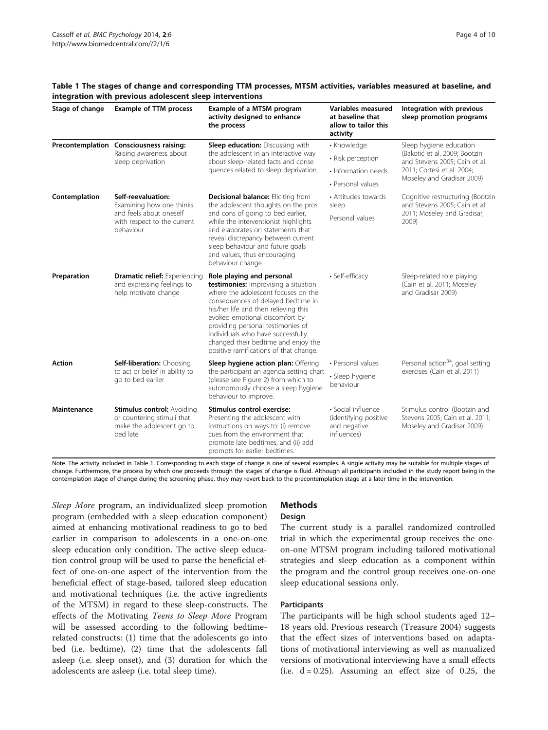**Table 1 The stages of change and corresponding TTM processes, MTSM activities, variables measured at baseline, and integration with previous adolescent sleep interventions**

| Stage of change | Example of TTM process | Example of a MTSM program activity designed to enhance the process | Variables measured at baseline that allow to tailor this activity | Integration with previous sleep promotion programs |
|---|---|---|---|---|
| **Precontemplation** | **Consciousness raising:** Raising awareness about sleep deprivation | **Sleep education:** Discussing with the adolescent in an interactive way about sleep-related facts and conse quences related to sleep deprivation. | • Knowledge<br>• Risk perception<br>• Information needs<br>• Personal values | Sleep hygiene education (Bakotić et al. 2009; Bootzin and Stevens 2005; Cain et al. 2011; Cortesi et al. 2004; Moseley and Gradisar 2009) |
| **Contemplation** | **Self-reevaluation:** Examining how one thinks and feels about oneself with respect to the current behaviour | **Decisional balance:** Eliciting from the adolescent thoughts on the pros and cons of going to bed earlier, while the interventionist highlights and elaborates on statements that reveal discrepancy between current sleep behaviour and future goals and values, thus encouraging behaviour change. | • Attitudes towards sleep<br>Personal values | Cognitive restructuring (Bootzin and Stevens 2005; Cain et al. 2011; Moseley and Gradisar, 2009) |
| **Preparation** | **Dramatic relief:** Experiencing and expressing feelings to help motivate change | **Role playing and personal testimonies:** Improvising a situation where the adolescent focuses on the consequences of delayed bedtime in his/her life and then relieving this evoked emotional discomfort by providing personal testimonies of individuals who have successfully changed their bedtime and enjoy the positive ramifications of that change. | • Self-efficacy | Sleep-related role playing (Cain et al. 2011; Moseley and Gradisar 2009) |
| **Action** | **Self-liberation:** Choosing to act or belief in ability to go to bed earlier | **Sleep hygiene action plan:** Offering the participant an agenda setting chart (please see Figure 2) from which to autonomously choose a sleep hygiene behaviour to improve. | • Personal values<br>• Sleep hygiene behaviour | Personal action[34], goal setting exercises (Cain et al. 2011) |
| **Maintenance** | **Stimulus control:** Avoiding or countering stimuli that make the adolescent go to bed late | **Stimulus control exercise:** Presenting the adolescent with instructions on ways to: (i) remove cues from the environment that promote late bedtimes, and (ii) add prompts for earlier bedtimes. | • Social influence (identifying positive and negative influences) | Stimulus control (Bootzin and Stevens 2005; Cain et al. 2011; Moseley and Gradisar 2009) |

Note. The activity included in Table 1. Corresponding to each stage of change is one of several examples. A single activity may be suitable for multiple stages of change. Furthermore, the process by which one proceeds through the stages of change is fluid. Although all participants included in the study report being in the contemplation stage of change during the screening phase, they may revert back to the precontemplation stage at a later time in the intervention.

*Sleep More* program, an individualized sleep promotion program (embedded with a sleep education component) aimed at enhancing motivational readiness to go to bed earlier in comparison to adolescents in a one-on-one sleep education only condition. The active sleep education control group will be used to parse the beneficial effect of one-on-one aspect of the intervention from the beneficial effect of stage-based, tailored sleep education and motivational techniques (i.e. the active ingredients of the MTSM) in regard to these sleep-constructs. The effects of the Motivating *Teens to Sleep More* Program will be assessed according to the following bedtime-related constructs: (1) time that the adolescents go into bed (i.e. bedtime), (2) time that the adolescents fall asleep (i.e. sleep onset), and (3) duration for which the adolescents are asleep (i.e. total sleep time).

## Methods

### Design

The current study is a parallel randomized controlled trial in which the experimental group receives the one-on-one MTSM program including tailored motivational strategies and sleep education as a component within the program and the control group receives one-on-one sleep educational sessions only.

### Participants

The participants will be high school students aged 12–18 years old. Previous research (Treasure 2004) suggests that the effect sizes of interventions based on adaptations of motivational interviewing as well as manualized versions of motivational interviewing have a small effects (i.e. $d = 0.25$). Assuming an effect size of 0.25, the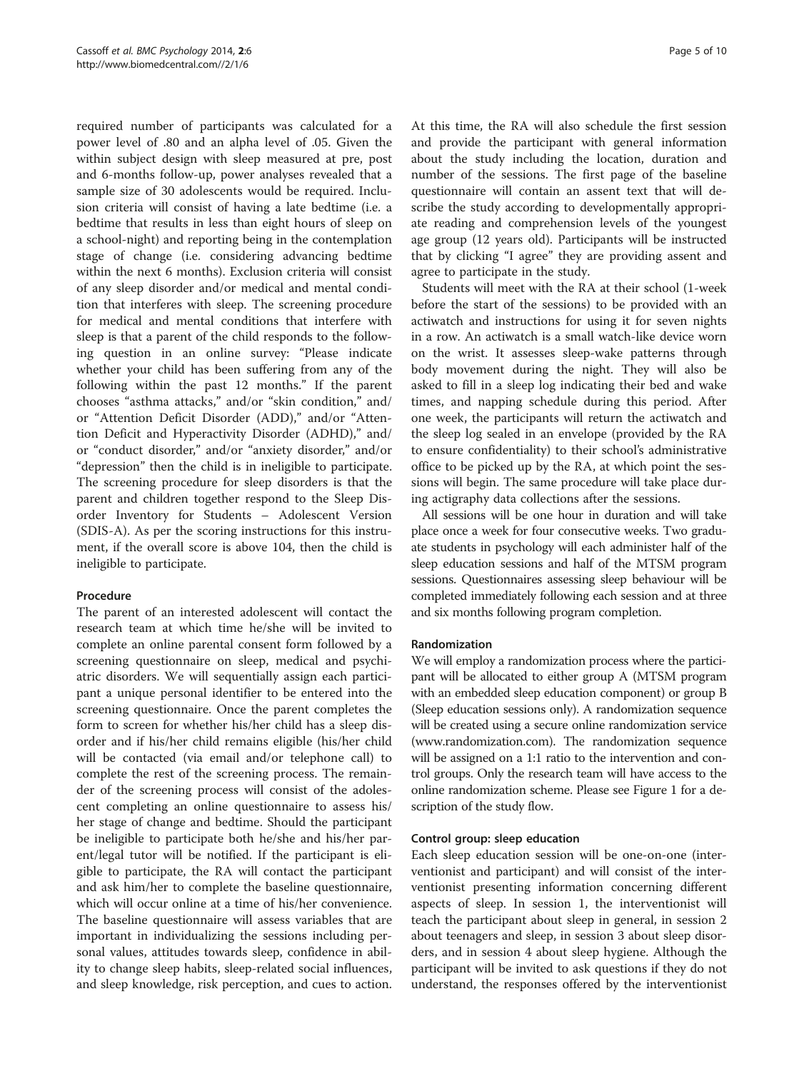required number of participants was calculated for a power level of .80 and an alpha level of .05. Given the within subject design with sleep measured at pre, post and 6-months follow-up, power analyses revealed that a sample size of 30 adolescents would be required. Inclusion criteria will consist of having a late bedtime (i.e. a bedtime that results in less than eight hours of sleep on a school-night) and reporting being in the contemplation stage of change (i.e. considering advancing bedtime within the next 6 months). Exclusion criteria will consist of any sleep disorder and/or medical and mental condition that interferes with sleep. The screening procedure for medical and mental conditions that interfere with sleep is that a parent of the child responds to the following question in an online survey: "Please indicate whether your child has been suffering from any of the following within the past 12 months." If the parent chooses "asthma attacks," and/or "skin condition," and/or "Attention Deficit Disorder (ADD)," and/or "Attention Deficit and Hyperactivity Disorder (ADHD)," and/or "conduct disorder," and/or "anxiety disorder," and/or "depression" then the child is in ineligible to participate. The screening procedure for sleep disorders is that the parent and children together respond to the Sleep Disorder Inventory for Students – Adolescent Version (SDIS-A). As per the scoring instructions for this instrument, if the overall score is above 104, then the child is ineligible to participate.

#### Procedure

The parent of an interested adolescent will contact the research team at which time he/she will be invited to complete an online parental consent form followed by a screening questionnaire on sleep, medical and psychiatric disorders. We will sequentially assign each participant a unique personal identifier to be entered into the screening questionnaire. Once the parent completes the form to screen for whether his/her child has a sleep disorder and if his/her child remains eligible (his/her child will be contacted (via email and/or telephone call) to complete the rest of the screening process. The remainder of the screening process will consist of the adolescent completing an online questionnaire to assess his/her stage of change and bedtime. Should the participant be ineligible to participate both he/she and his/her parent/legal tutor will be notified. If the participant is eligible to participate, the RA will contact the participant and ask him/her to complete the baseline questionnaire, which will occur online at a time of his/her convenience. The baseline questionnaire will assess variables that are important in individualizing the sessions including personal values, attitudes towards sleep, confidence in ability to change sleep habits, sleep-related social influences, and sleep knowledge, risk perception, and cues to action. At this time, the RA will also schedule the first session and provide the participant with general information about the study including the location, duration and number of the sessions. The first page of the baseline questionnaire will contain an assent text that will describe the study according to developmentally appropriate reading and comprehension levels of the youngest age group (12 years old). Participants will be instructed that by clicking "I agree" they are providing assent and agree to participate in the study.

Students will meet with the RA at their school (1-week before the start of the sessions) to be provided with an actiwatch and instructions for using it for seven nights in a row. An actiwatch is a small watch-like device worn on the wrist. It assesses sleep-wake patterns through body movement during the night. They will also be asked to fill in a sleep log indicating their bed and wake times, and napping schedule during this period. After one week, the participants will return the actiwatch and the sleep log sealed in an envelope (provided by the RA to ensure confidentiality) to their school's administrative office to be picked up by the RA, at which point the sessions will begin. The same procedure will take place during actigraphy data collections after the sessions.

All sessions will be one hour in duration and will take place once a week for four consecutive weeks. Two graduate students in psychology will each administer half of the sleep education sessions and half of the MTSM program sessions. Questionnaires assessing sleep behaviour will be completed immediately following each session and at three and six months following program completion.

#### Randomization

We will employ a randomization process where the participant will be allocated to either group A (MTSM program with an embedded sleep education component) or group B (Sleep education sessions only). A randomization sequence will be created using a secure online randomization service (www.randomization.com). The randomization sequence will be assigned on a 1:1 ratio to the intervention and control groups. Only the research team will have access to the online randomization scheme. Please see Figure 1 for a description of the study flow.

#### Control group: sleep education

Each sleep education session will be one-on-one (interventionist and participant) and will consist of the interventionist presenting information concerning different aspects of sleep. In session 1, the interventionist will teach the participant about sleep in general, in session 2 about teenagers and sleep, in session 3 about sleep disorders, and in session 4 about sleep hygiene. Although the participant will be invited to ask questions if they do not understand, the responses offered by the interventionist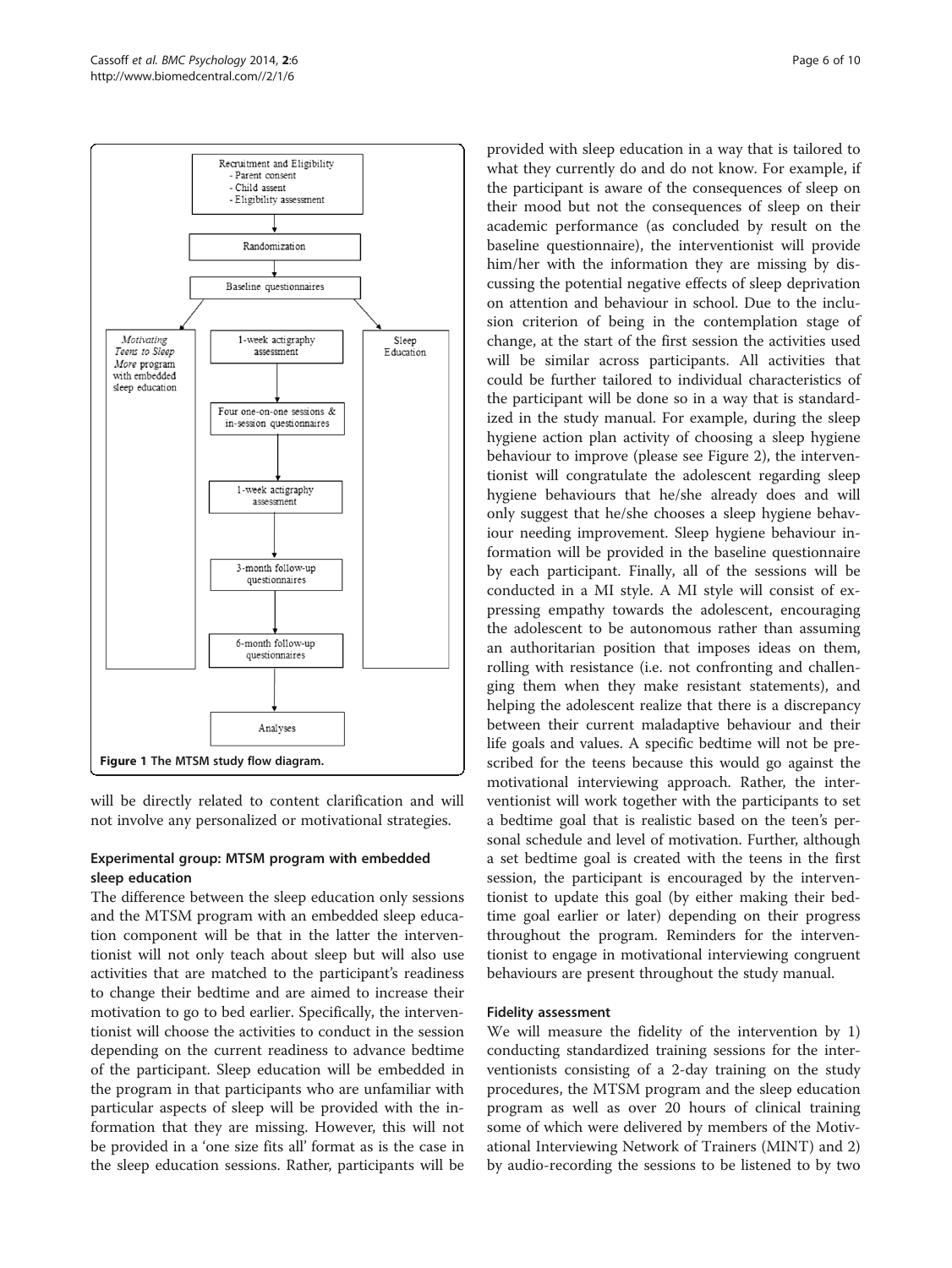Recruitment and Eligibility
- Parent consent
- Child assent
- Eligibility assessment

Randomization

Baseline questionnaires

*Motivating Teens to Sleep More* program with embedded sleep education

1-week actigraphy assessment

Four one-on-one sessions & in-session questionnaires

1-week actigraphy assessment

3-month follow-up questionnaires

6-month follow-up questionnaires

Analyses

Sleep Education

**Figure 1** The MTSM study flow diagram.

will be directly related to content clarification and will not involve any personalized or motivational strategies.

### Experimental group: MTSM program with embedded sleep education

The difference between the sleep education only sessions and the MTSM program with an embedded sleep education component will be that in the latter the interventionist will not only teach about sleep but will also use activities that are matched to the participant's readiness to change their bedtime and are aimed to increase their motivation to go to bed earlier. Specifically, the interventionist will choose the activities to conduct in the session depending on the current readiness to advance bedtime of the participant. Sleep education will be embedded in the program in that participants who are unfamiliar with particular aspects of sleep will be provided with the information that they are missing. However, this will not be provided in a 'one size fits all' format as is the case in the sleep education sessions. Rather, participants will be provided with sleep education in a way that is tailored to what they currently do and do not know. For example, if the participant is aware of the consequences of sleep on their mood but not the consequences of sleep on their academic performance (as concluded by result on the baseline questionnaire), the interventionist will provide him/her with the information they are missing by discussing the potential negative effects of sleep deprivation on attention and behaviour in school. Due to the inclusion criterion of being in the contemplation stage of change, at the start of the first session the activities used will be similar across participants. All activities that could be further tailored to individual characteristics of the participant will be done so in a way that is standardized in the study manual. For example, during the sleep hygiene action plan activity of choosing a sleep hygiene behaviour to improve (please see Figure 2), the interventionist will congratulate the adolescent regarding sleep hygiene behaviours that he/she already does and will only suggest that he/she chooses a sleep hygiene behaviour needing improvement. Sleep hygiene behaviour information will be provided in the baseline questionnaire by each participant. Finally, all of the sessions will be conducted in a MI style. A MI style will consist of expressing empathy towards the adolescent, encouraging the adolescent to be autonomous rather than assuming an authoritarian position that imposes ideas on them, rolling with resistance (i.e. not confronting and challenging them when they make resistant statements), and helping the adolescent realize that there is a discrepancy between their current maladaptive behaviour and their life goals and values. A specific bedtime will not be prescribed for the teens because this would go against the motivational interviewing approach. Rather, the interventionist will work together with the participants to set a bedtime goal that is realistic based on the teen's personal schedule and level of motivation. Further, although a set bedtime goal is created with the teens in the first session, the participant is encouraged by the interventionist to update this goal (by either making their bedtime goal earlier or later) depending on their progress throughout the program. Reminders for the interventionist to engage in motivational interviewing congruent behaviours are present throughout the study manual.

### Fidelity assessment

We will measure the fidelity of the intervention by 1) conducting standardized training sessions for the interventionists consisting of a 2-day training on the study procedures, the MTSM program and the sleep education program as well as over 20 hours of clinical training some of which were delivered by members of the Motivational Interviewing Network of Trainers (MINT) and 2) by audio-recording the sessions to be listened to by two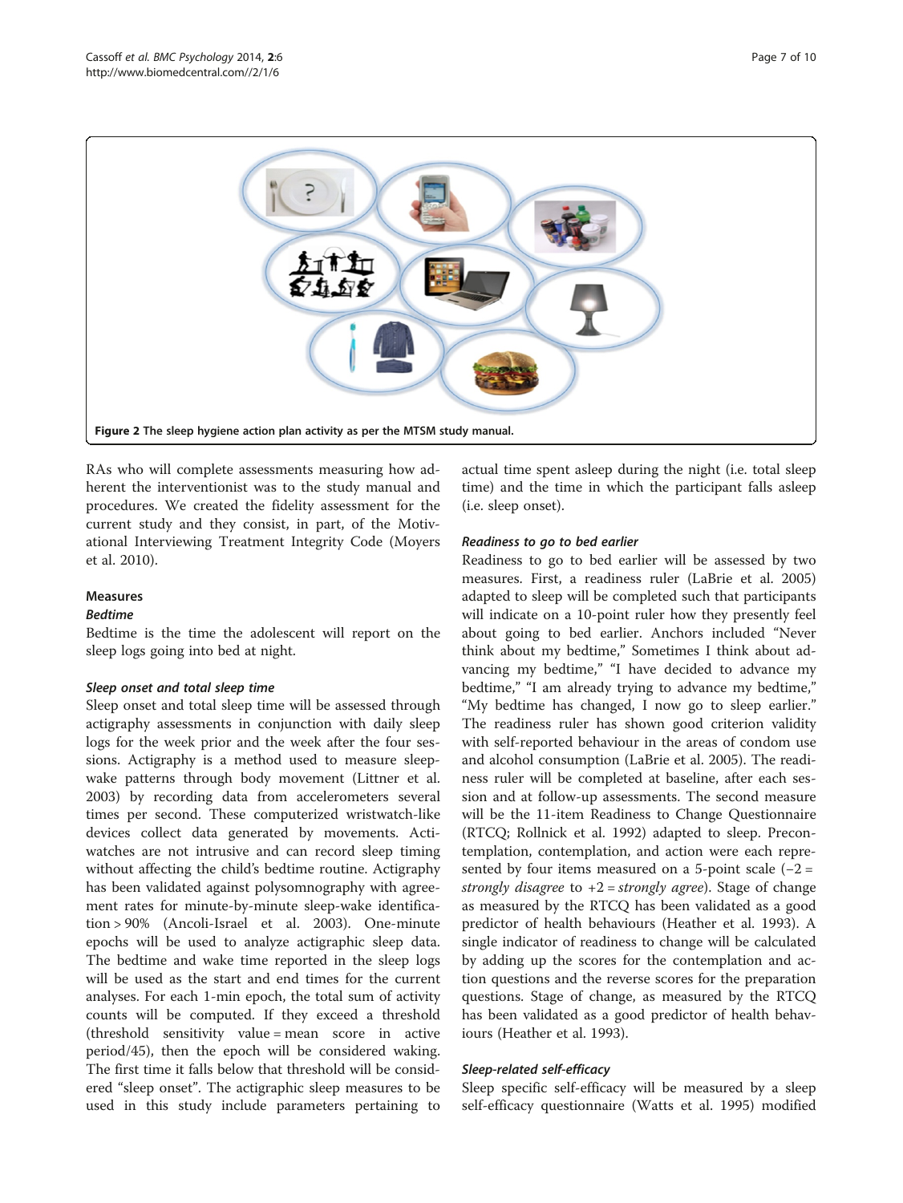Figure 2 The sleep hygiene action plan activity as per the MTSM study manual.

RAs who will complete assessments measuring how adherent the interventionist was to the study manual and procedures. We created the fidelity assessment for the current study and they consist, in part, of the Motivational Interviewing Treatment Integrity Code (Moyers et al. 2010).

## Measures

### Bedtime

Bedtime is the time the adolescent will report on the sleep logs going into bed at night.

### Sleep onset and total sleep time

Sleep onset and total sleep time will be assessed through actigraphy assessments in conjunction with daily sleep logs for the week prior and the week after the four sessions. Actigraphy is a method used to measure sleep-wake patterns through body movement (Littner et al. 2003) by recording data from accelerometers several times per second. These computerized wristwatch-like devices collect data generated by movements. Actiwatches are not intrusive and can record sleep timing without affecting the child's bedtime routine. Actigraphy has been validated against polysomnography with agreement rates for minute-by-minute sleep-wake identification > 90% (Ancoli-Israel et al. 2003). One-minute epochs will be used to analyze actigraphic sleep data. The bedtime and wake time reported in the sleep logs will be used as the start and end times for the current analyses. For each 1-min epoch, the total sum of activity counts will be computed. If they exceed a threshold (threshold sensitivity value = mean score in active period/45), then the epoch will be considered waking. The first time it falls below that threshold will be considered "sleep onset". The actigraphic sleep measures to be used in this study include parameters pertaining to actual time spent asleep during the night (i.e. total sleep time) and the time in which the participant falls asleep (i.e. sleep onset).

### Readiness to go to bed earlier

Readiness to go to bed earlier will be assessed by two measures. First, a readiness ruler (LaBrie et al. 2005) adapted to sleep will be completed such that participants will indicate on a 10-point ruler how they presently feel about going to bed earlier. Anchors included "Never think about my bedtime," Sometimes I think about advancing my bedtime," "I have decided to advance my bedtime," "I am already trying to advance my bedtime," "My bedtime has changed, I now go to sleep earlier." The readiness ruler has shown good criterion validity with self-reported behaviour in the areas of condom use and alcohol consumption (LaBrie et al. 2005). The readiness ruler will be completed at baseline, after each session and at follow-up assessments. The second measure will be the 11-item Readiness to Change Questionnaire (RTCQ; Rollnick et al. 1992) adapted to sleep. Precontemplation, contemplation, and action were each represented by four items measured on a 5-point scale (−2 = *strongly disagree* to +2 = *strongly agree*). Stage of change as measured by the RTCQ has been validated as a good predictor of health behaviours (Heather et al. 1993). A single indicator of readiness to change will be calculated by adding up the scores for the contemplation and action questions and the reverse scores for the preparation questions. Stage of change, as measured by the RTCQ has been validated as a good predictor of health behaviours (Heather et al. 1993).

### Sleep-related self-efficacy

Sleep specific self-efficacy will be measured by a sleep self-efficacy questionnaire (Watts et al. 1995) modified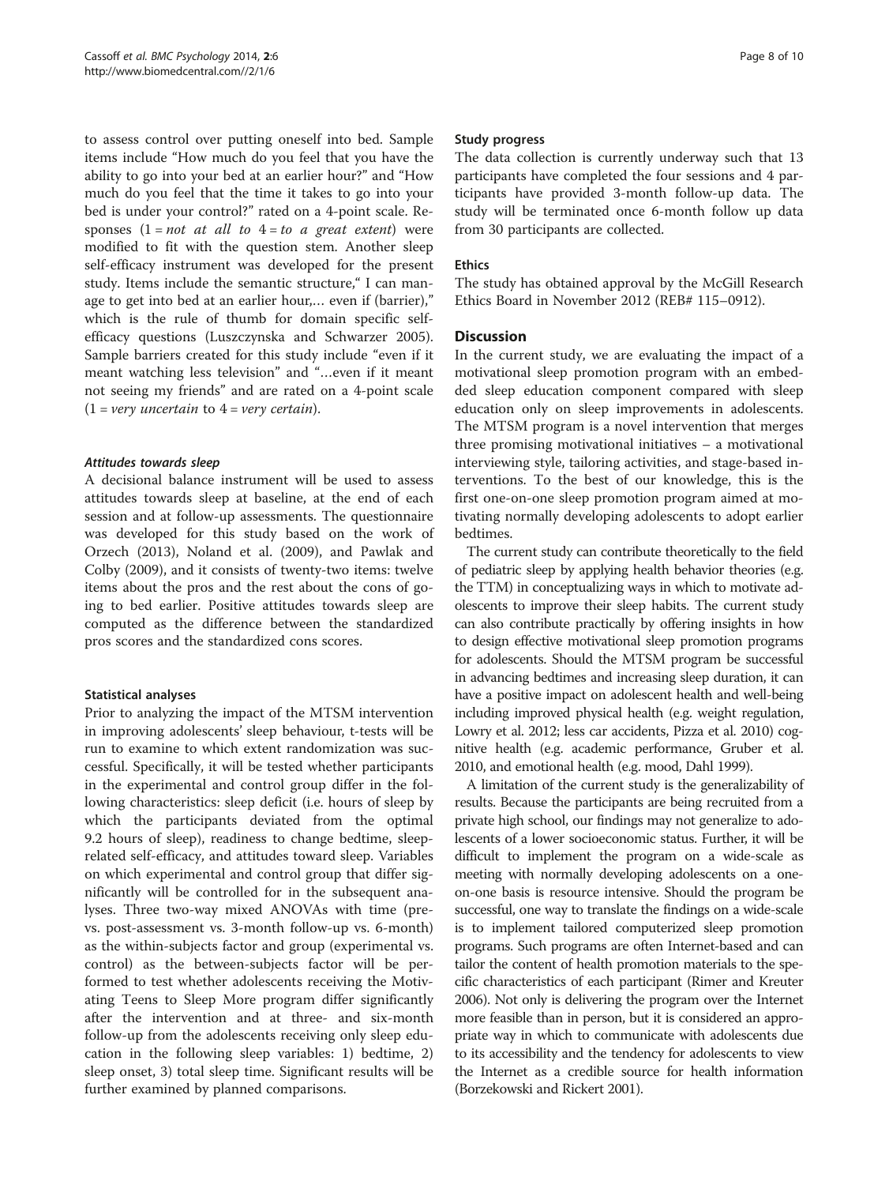to assess control over putting oneself into bed. Sample items include "How much do you feel that you have the ability to go into your bed at an earlier hour?" and "How much do you feel that the time it takes to go into your bed is under your control?" rated on a 4-point scale. Responses (1 = *not at all to* 4 = *to a great extent*) were modified to fit with the question stem. Another sleep self-efficacy instrument was developed for the present study. Items include the semantic structure," I can manage to get into bed at an earlier hour,… even if (barrier)," which is the rule of thumb for domain specific self-efficacy questions (Luszczynska and Schwarzer 2005). Sample barriers created for this study include "even if it meant watching less television" and "…even if it meant not seeing my friends" and are rated on a 4-point scale (1 = *very uncertain* to 4 = *very certain*).

#### *Attitudes towards sleep*

A decisional balance instrument will be used to assess attitudes towards sleep at baseline, at the end of each session and at follow-up assessments. The questionnaire was developed for this study based on the work of Orzech (2013), Noland et al. (2009), and Pawlak and Colby (2009), and it consists of twenty-two items: twelve items about the pros and the rest about the cons of going to bed earlier. Positive attitudes towards sleep are computed as the difference between the standardized pros scores and the standardized cons scores.

### Statistical analyses

Prior to analyzing the impact of the MTSM intervention in improving adolescents' sleep behaviour, t-tests will be run to examine to which extent randomization was successful. Specifically, it will be tested whether participants in the experimental and control group differ in the following characteristics: sleep deficit (i.e. hours of sleep by which the participants deviated from the optimal 9.2 hours of sleep), readiness to change bedtime, sleep-related self-efficacy, and attitudes toward sleep. Variables on which experimental and control group that differ significantly will be controlled for in the subsequent analyses. Three two-way mixed ANOVAs with time (pre- vs. post-assessment vs. 3-month follow-up vs. 6-month) as the within-subjects factor and group (experimental vs. control) as the between-subjects factor will be performed to test whether adolescents receiving the Motivating Teens to Sleep More program differ significantly after the intervention and at three- and six-month follow-up from the adolescents receiving only sleep education in the following sleep variables: 1) bedtime, 2) sleep onset, 3) total sleep time. Significant results will be further examined by planned comparisons.

### Study progress

The data collection is currently underway such that 13 participants have completed the four sessions and 4 participants have provided 3-month follow-up data. The study will be terminated once 6-month follow up data from 30 participants are collected.

### Ethics

The study has obtained approval by the McGill Research Ethics Board in November 2012 (REB# 115–0912).

## Discussion

In the current study, we are evaluating the impact of a motivational sleep promotion program with an embedded sleep education component compared with sleep education only on sleep improvements in adolescents. The MTSM program is a novel intervention that merges three promising motivational initiatives – a motivational interviewing style, tailoring activities, and stage-based interventions. To the best of our knowledge, this is the first one-on-one sleep promotion program aimed at motivating normally developing adolescents to adopt earlier bedtimes.

The current study can contribute theoretically to the field of pediatric sleep by applying health behavior theories (e.g. the TTM) in conceptualizing ways in which to motivate adolescents to improve their sleep habits. The current study can also contribute practically by offering insights in how to design effective motivational sleep promotion programs for adolescents. Should the MTSM program be successful in advancing bedtimes and increasing sleep duration, it can have a positive impact on adolescent health and well-being including improved physical health (e.g. weight regulation, Lowry et al. 2012; less car accidents, Pizza et al. 2010) cognitive health (e.g. academic performance, Gruber et al. 2010, and emotional health (e.g. mood, Dahl 1999).

A limitation of the current study is the generalizability of results. Because the participants are being recruited from a private high school, our findings may not generalize to adolescents of a lower socioeconomic status. Further, it will be difficult to implement the program on a wide-scale as meeting with normally developing adolescents on a one-on-one basis is resource intensive. Should the program be successful, one way to translate the findings on a wide-scale is to implement tailored computerized sleep promotion programs. Such programs are often Internet-based and can tailor the content of health promotion materials to the specific characteristics of each participant (Rimer and Kreuter 2006). Not only is delivering the program over the Internet more feasible than in person, but it is considered an appropriate way in which to communicate with adolescents due to its accessibility and the tendency for adolescents to view the Internet as a credible source for health information (Borzekowski and Rickert 2001).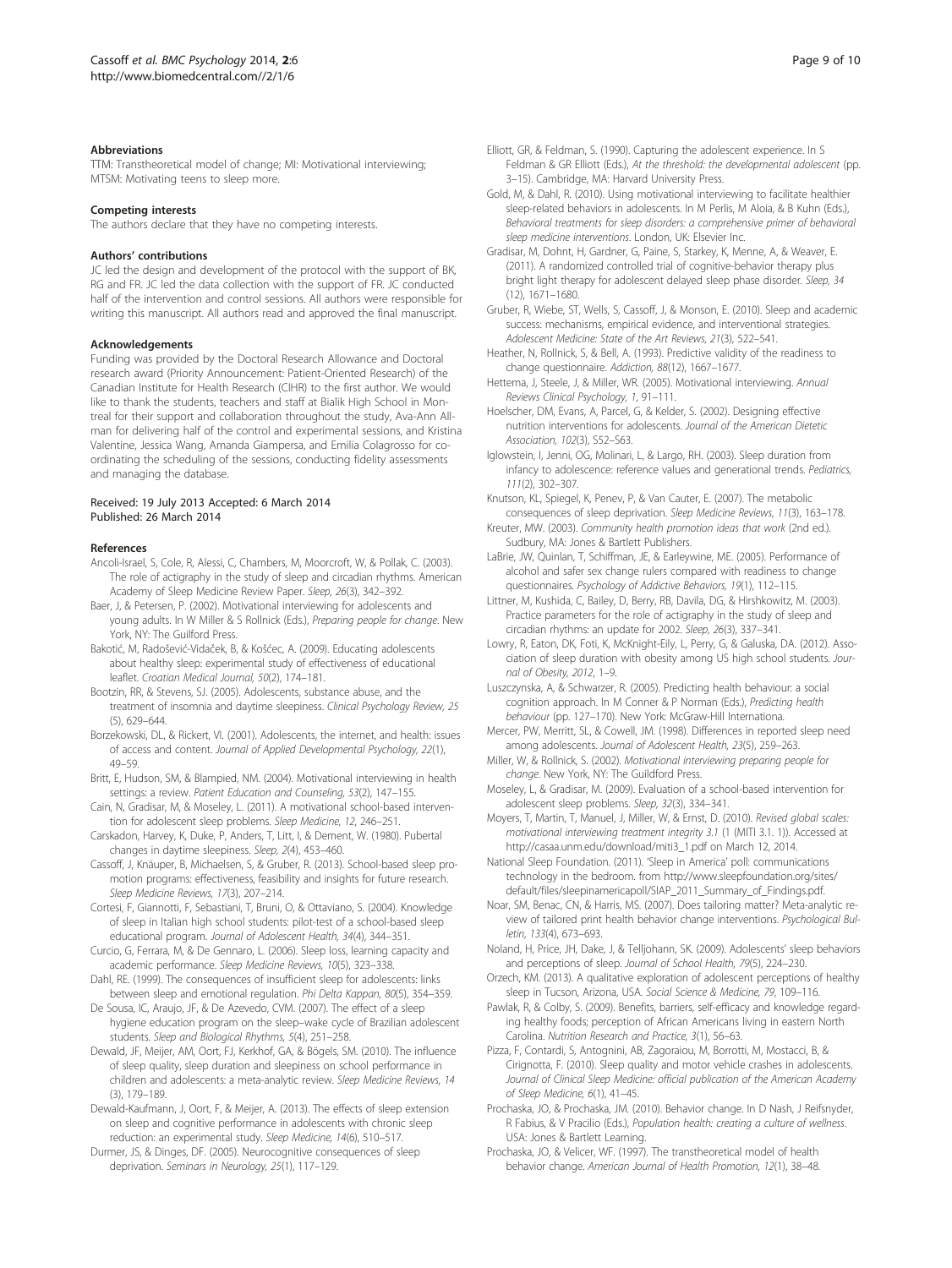### Abbreviations

TTM: Transtheoretical model of change; MI: Motivational interviewing; MTSM: Motivating teens to sleep more.

### Competing interests

The authors declare that they have no competing interests.

### Authors' contributions

JC led the design and development of the protocol with the support of BK, RG and FR. JC led the data collection with the support of FR. JC conducted half of the intervention and control sessions. All authors were responsible for writing this manuscript. All authors read and approved the final manuscript.

### Acknowledgements

Funding was provided by the Doctoral Research Allowance and Doctoral research award (Priority Announcement: Patient-Oriented Research) of the Canadian Institute for Health Research (CIHR) to the first author. We would like to thank the students, teachers and staff at Bialik High School in Montreal for their support and collaboration throughout the study, Ava-Ann Allman for delivering half of the control and experimental sessions, and Kristina Valentine, Jessica Wang, Amanda Giampersa, and Emilia Colagrosso for coordinating the scheduling of the sessions, conducting fidelity assessments and managing the database.

Received: 19 July 2013 Accepted: 6 March 2014
Published: 26 March 2014

### References

Ancoli-Israel, S, Cole, R, Alessi, C, Chambers, M, Moorcroft, W, & Pollak, C. (2003). The role of actigraphy in the study of sleep and circadian rhythms. American Academy of Sleep Medicine Review Paper. *Sleep, 26*(3), 342–392.

Baer, J, & Petersen, P. (2002). Motivational interviewing for adolescents and young adults. In W Miller & S Rollnick (Eds.), *Preparing people for change*. New York, NY: The Guilford Press.

Bakotić, M, Radošević-Vidaček, B, & Košćec, A. (2009). Educating adolescents about healthy sleep: experimental study of effectiveness of educational leaflet. *Croatian Medical Journal, 50*(2), 174–181.

Bootzin, RR, & Stevens, SJ. (2005). Adolescents, substance abuse, and the treatment of insomnia and daytime sleepiness. *Clinical Psychology Review, 25* (5), 629–644.

Borzekowski, DL, & Rickert, VI. (2001). Adolescents, the internet, and health: issues of access and content. *Journal of Applied Developmental Psychology, 22*(1), 49–59.

Britt, E, Hudson, SM, & Blampied, NM. (2004). Motivational interviewing in health settings: a review. *Patient Education and Counseling, 53*(2), 147–155.

Cain, N, Gradisar, M, & Moseley, L. (2011). A motivational school-based intervention for adolescent sleep problems. *Sleep Medicine, 12*, 246–251.

Carskadon, Harvey, K, Duke, P, Anders, T, Litt, I, & Dement, W. (1980). Pubertal changes in daytime sleepiness. *Sleep, 2*(4), 453–460.

Cassoff, J, Knäuper, B, Michaelsen, S, & Gruber, R. (2013). School-based sleep promotion programs: effectiveness, feasibility and insights for future research. *Sleep Medicine Reviews, 17*(3), 207–214.

Cortesi, F, Giannotti, F, Sebastiani, T, Bruni, O, & Ottaviano, S. (2004). Knowledge of sleep in Italian high school students: pilot-test of a school-based sleep educational program. *Journal of Adolescent Health, 34*(4), 344–351.

Curcio, G, Ferrara, M, & De Gennaro, L. (2006). Sleep loss, learning capacity and academic performance. *Sleep Medicine Reviews, 10*(5), 323–338.

Dahl, RE. (1999). The consequences of insufficient sleep for adolescents: links between sleep and emotional regulation. *Phi Delta Kappan, 80*(5), 354–359.

De Sousa, IC, Araujo, JF, & De Azevedo, CVM. (2007). The effect of a sleep hygiene education program on the sleep–wake cycle of Brazilian adolescent students. *Sleep and Biological Rhythms, 5*(4), 251–258.

Dewald, JF, Meijer, AM, Oort, FJ, Kerkhof, GA, & Bögels, SM. (2010). The influence of sleep quality, sleep duration and sleepiness on school performance in children and adolescents: a meta-analytic review. *Sleep Medicine Reviews, 14* (3), 179–189.

Dewald-Kaufmann, J, Oort, F, & Meijer, A. (2013). The effects of sleep extension on sleep and cognitive performance in adolescents with chronic sleep reduction: an experimental study. *Sleep Medicine, 14*(6), 510–517.

Durmer, JS, & Dinges, DF. (2005). Neurocognitive consequences of sleep deprivation. *Seminars in Neurology, 25*(1), 117–129.

Elliott, GR, & Feldman, S. (1990). Capturing the adolescent experience. In S Feldman & GR Elliott (Eds.), *At the threshold: the developmental adolescent* (pp. 3–15). Cambridge, MA: Harvard University Press.

Gold, M, & Dahl, R. (2010). Using motivational interviewing to facilitate healthier sleep-related behaviors in adolescents. In M Perlis, M Aloia, & B Kuhn (Eds.), *Behavioral treatments for sleep disorders: a comprehensive primer of behavioral sleep medicine interventions*. London, UK: Elsevier Inc.

Gradisar, M, Dohnt, H, Gardner, G, Paine, S, Starkey, K, Menne, A, & Weaver, E. (2011). A randomized controlled trial of cognitive-behavior therapy plus bright light therapy for adolescent delayed sleep phase disorder. *Sleep, 34* (12), 1671–1680.

Gruber, R, Wiebe, ST, Wells, S, Cassoff, J, & Monson, E. (2010). Sleep and academic success: mechanisms, empirical evidence, and interventional strategies. *Adolescent Medicine: State of the Art Reviews, 21*(3), 522–541.

Heather, N, Rollnick, S, & Bell, A. (1993). Predictive validity of the readiness to change questionnaire. *Addiction, 88*(12), 1667–1677.

Hettema, J, Steele, J, & Miller, WR. (2005). Motivational interviewing. *Annual Reviews Clinical Psychology, 1*, 91–111.

Hoelscher, DM, Evans, A, Parcel, G, & Kelder, S. (2002). Designing effective nutrition interventions for adolescents. *Journal of the American Dietetic Association, 102*(3), S52–S63.

Iglowstein, I, Jenni, OG, Molinari, L, & Largo, RH. (2003). Sleep duration from infancy to adolescence: reference values and generational trends. *Pediatrics, 111*(2), 302–307.

Knutson, KL, Spiegel, K, Penev, P, & Van Cauter, E. (2007). The metabolic consequences of sleep deprivation. *Sleep Medicine Reviews, 11*(3), 163–178.

Kreuter, MW. (2003). *Community health promotion ideas that work* (2nd ed.). Sudbury, MA: Jones & Bartlett Publishers.

LaBrie, JW, Quinlan, T, Schiffman, JE, & Earleywine, ME. (2005). Performance of alcohol and safer sex change rulers compared with readiness to change questionnaires. *Psychology of Addictive Behaviors, 19*(1), 112–115.

Littner, M, Kushida, C, Bailey, D, Berry, RB, Davila, DG, & Hirshkowitz, M. (2003). Practice parameters for the role of actigraphy in the study of sleep and circadian rhythms: an update for 2002. *Sleep, 26*(3), 337–341.

Lowry, R, Eaton, DK, Foti, K, McKnight-Eily, L, Perry, G, & Galuska, DA. (2012). Association of sleep duration with obesity among US high school students. *Journal of Obesity, 2012*, 1–9.

Luszczynska, A, & Schwarzer, R. (2005). Predicting health behaviour: a social cognition approach. In M Conner & P Norman (Eds.), *Predicting health behaviour* (pp. 127–170). New York: McGraw-Hill Internationa.

Mercer, PW, Merritt, SL, & Cowell, JM. (1998). Differences in reported sleep need among adolescents. *Journal of Adolescent Health, 23*(5), 259–263.

Miller, W, & Rollnick, S. (2002). *Motivational interviewing preparing people for change*. New York, NY: The Guildford Press.

Moseley, L, & Gradisar, M. (2009). Evaluation of a school-based intervention for adolescent sleep problems. *Sleep, 32*(3), 334–341.

Moyers, T, Martin, T, Manuel, J, Miller, W, & Ernst, D. (2010). *Revised global scales: motivational interviewing treatment integrity 3.1* (1 (MITI 3.1. 1)). Accessed at http://casaa.unm.edu/download/miti3_1.pdf on March 12, 2014.

National Sleep Foundation. (2011). 'Sleep in America' poll: communications technology in the bedroom. from http://www.sleepfoundation.org/sites/default/files/sleepinamericapoll/SIAP_2011_Summary_of_Findings.pdf.

Noar, SM, Benac, CN, & Harris, MS. (2007). Does tailoring matter? Meta-analytic review of tailored print health behavior change interventions. *Psychological Bulletin, 133*(4), 673–693.

Noland, H, Price, JH, Dake, J, & Telljohann, SK. (2009). Adolescents' sleep behaviors and perceptions of sleep. *Journal of School Health, 79*(5), 224–230.

Orzech, KM. (2013). A qualitative exploration of adolescent perceptions of healthy sleep in Tucson, Arizona, USA. *Social Science & Medicine, 79*, 109–116.

Pawlak, R, & Colby, S. (2009). Benefits, barriers, self-efficacy and knowledge regarding healthy foods; perception of African Americans living in eastern North Carolina. *Nutrition Research and Practice, 3*(1), 56–63.

Pizza, F, Contardi, S, Antognini, AB, Zagoraiou, M, Borrotti, M, Mostacci, B, & Cirignotta, F. (2010). Sleep quality and motor vehicle crashes in adolescents. *Journal of Clinical Sleep Medicine: official publication of the American Academy of Sleep Medicine, 6*(1), 41–45.

Prochaska, JO, & Prochaska, JM. (2010). Behavior change. In D Nash, J Reifsnyder, R Fabius, & V Pracilio (Eds.), *Population health: creating a culture of wellness*. USA: Jones & Bartlett Learning.

Prochaska, JO, & Velicer, WF. (1997). The transtheoretical model of health behavior change. *American Journal of Health Promotion, 12*(1), 38–48.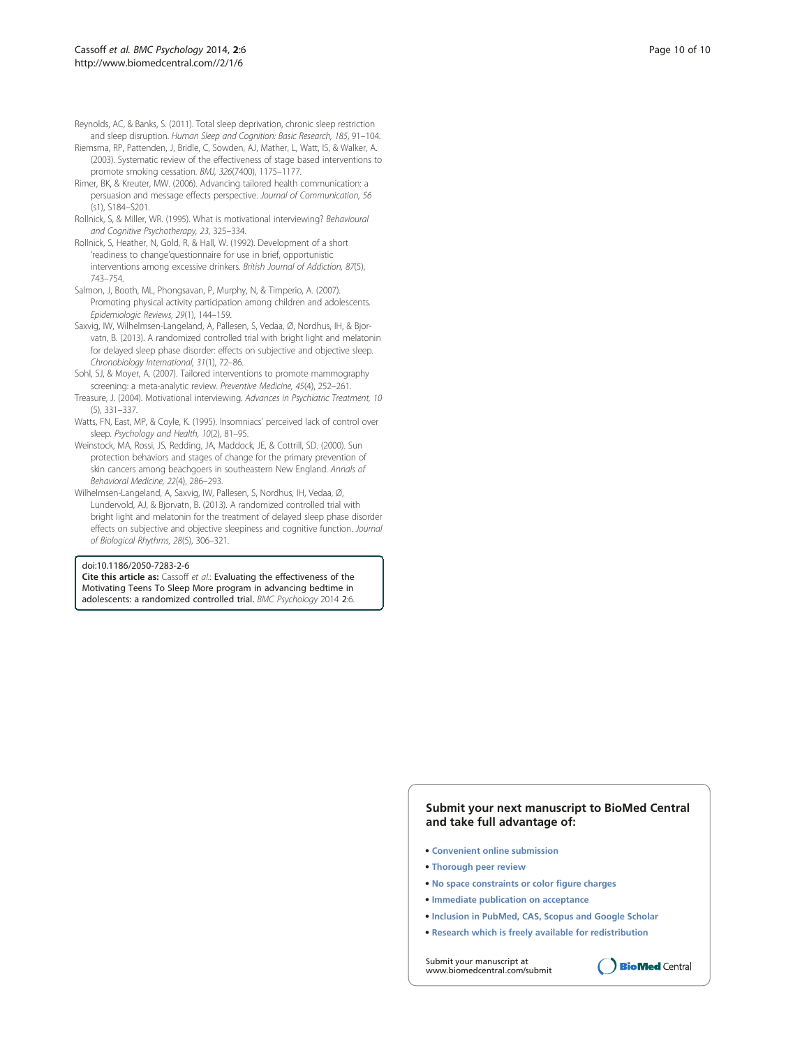Reynolds, AC, & Banks, S. (2011). Total sleep deprivation, chronic sleep restriction and sleep disruption. *Human Sleep and Cognition: Basic Research, 185*, 91–104.

Riemsma, RP, Pattenden, J, Bridle, C, Sowden, AJ, Mather, L, Watt, IS, & Walker, A. (2003). Systematic review of the effectiveness of stage based interventions to promote smoking cessation. *BMJ, 326*(7400), 1175–1177.

Rimer, BK, & Kreuter, MW. (2006). Advancing tailored health communication: a persuasion and message effects perspective. *Journal of Communication, 56* (s1), S184–S201.

Rollnick, S, & Miller, WR. (1995). What is motivational interviewing? *Behavioural and Cognitive Psychotherapy, 23*, 325–334.

Rollnick, S, Heather, N, Gold, R, & Hall, W. (1992). Development of a short 'readiness to change'questionnaire for use in brief, opportunistic interventions among excessive drinkers. *British Journal of Addiction, 87*(5), 743–754.

Salmon, J, Booth, ML, Phongsavan, P, Murphy, N, & Timperio, A. (2007). Promoting physical activity participation among children and adolescents. *Epidemiologic Reviews, 29*(1), 144–159.

Saxvig, IW, Wilhelmsen-Langeland, A, Pallesen, S, Vedaa, Ø, Nordhus, IH, & Bjorvatn, B. (2013). A randomized controlled trial with bright light and melatonin for delayed sleep phase disorder: effects on subjective and objective sleep. *Chronobiology International, 31*(1), 72–86.

Sohl, SJ, & Moyer, A. (2007). Tailored interventions to promote mammography screening: a meta-analytic review. *Preventive Medicine, 45*(4), 252–261.

Treasure, J. (2004). Motivational interviewing. *Advances in Psychiatric Treatment, 10* (5), 331–337.

Watts, FN, East, MP, & Coyle, K. (1995). Insomniacs' perceived lack of control over sleep. *Psychology and Health, 10*(2), 81–95.

Weinstock, MA, Rossi, JS, Redding, JA, Maddock, JE, & Cottrill, SD. (2000). Sun protection behaviors and stages of change for the primary prevention of skin cancers among beachgoers in southeastern New England. *Annals of Behavioral Medicine, 22*(4), 286–293.

Wilhelmsen-Langeland, A, Saxvig, IW, Pallesen, S, Nordhus, IH, Vedaa, Ø, Lundervold, AJ, & Bjorvatn, B. (2013). A randomized controlled trial with bright light and melatonin for the treatment of delayed sleep phase disorder effects on subjective and objective sleepiness and cognitive function. *Journal of Biological Rhythms, 28*(5), 306–321.

doi:10.1186/2050-7283-2-6

**Cite this article as:** Cassoff *et al.*: Evaluating the effectiveness of the Motivating Teens To Sleep More program in advancing bedtime in adolescents: a randomized controlled trial. *BMC Psychology* 2014 **2**:6.

**Submit your next manuscript to BioMed Central and take full advantage of:**

- **Convenient online submission**
- **Thorough peer review**
- **No space constraints or color figure charges**
- **Immediate publication on acceptance**
- **Inclusion in PubMed, CAS, Scopus and Google Scholar**
- **Research which is freely available for redistribution**

Submit your manuscript at
www.biomedcentral.com/submit

BioMed Central